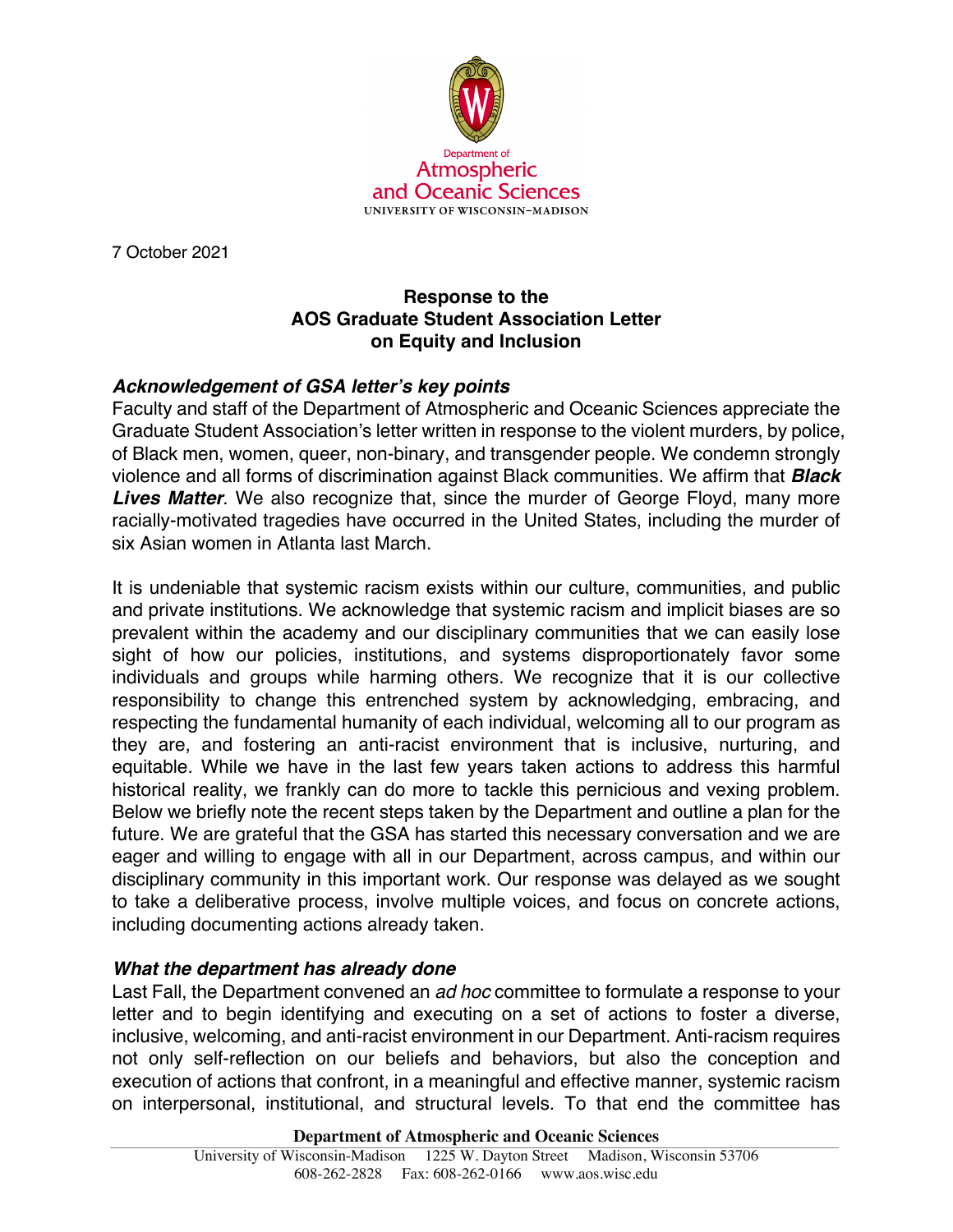Department of
Atmospheric
and Oceanic Sciences
UNIVERSITY OF WISCONSIN–MADISON

7 October 2021

**Response to the
AOS Graduate Student Association Letter
on Equity and Inclusion**

### *Acknowledgement of GSA letter's key points*

Faculty and staff of the Department of Atmospheric and Oceanic Sciences appreciate the Graduate Student Association's letter written in response to the violent murders, by police, of Black men, women, queer, non-binary, and transgender people. We condemn strongly violence and all forms of discrimination against Black communities. We affirm that ***Black Lives Matter***. We also recognize that, since the murder of George Floyd, many more racially-motivated tragedies have occurred in the United States, including the murder of six Asian women in Atlanta last March.

It is undeniable that systemic racism exists within our culture, communities, and public and private institutions. We acknowledge that systemic racism and implicit biases are so prevalent within the academy and our disciplinary communities that we can easily lose sight of how our policies, institutions, and systems disproportionately favor some individuals and groups while harming others. We recognize that it is our collective responsibility to change this entrenched system by acknowledging, embracing, and respecting the fundamental humanity of each individual, welcoming all to our program as they are, and fostering an anti-racist environment that is inclusive, nurturing, and equitable. While we have in the last few years taken actions to address this harmful historical reality, we frankly can do more to tackle this pernicious and vexing problem. Below we briefly note the recent steps taken by the Department and outline a plan for the future. We are grateful that the GSA has started this necessary conversation and we are eager and willing to engage with all in our Department, across campus, and within our disciplinary community in this important work. Our response was delayed as we sought to take a deliberative process, involve multiple voices, and focus on concrete actions, including documenting actions already taken.

### *What the department has already done*

Last Fall, the Department convened an *ad hoc* committee to formulate a response to your letter and to begin identifying and executing on a set of actions to foster a diverse, inclusive, welcoming, and anti-racist environment in our Department. Anti-racism requires not only self-reflection on our beliefs and behaviors, but also the conception and execution of actions that confront, in a meaningful and effective manner, systemic racism on interpersonal, institutional, and structural levels. To that end the committee has

**Department of Atmospheric and Oceanic Sciences**
University of Wisconsin-Madison 1225 W. Dayton Street Madison, Wisconsin 53706
608-262-2828 Fax: 608-262-0166 www.aos.wisc.edu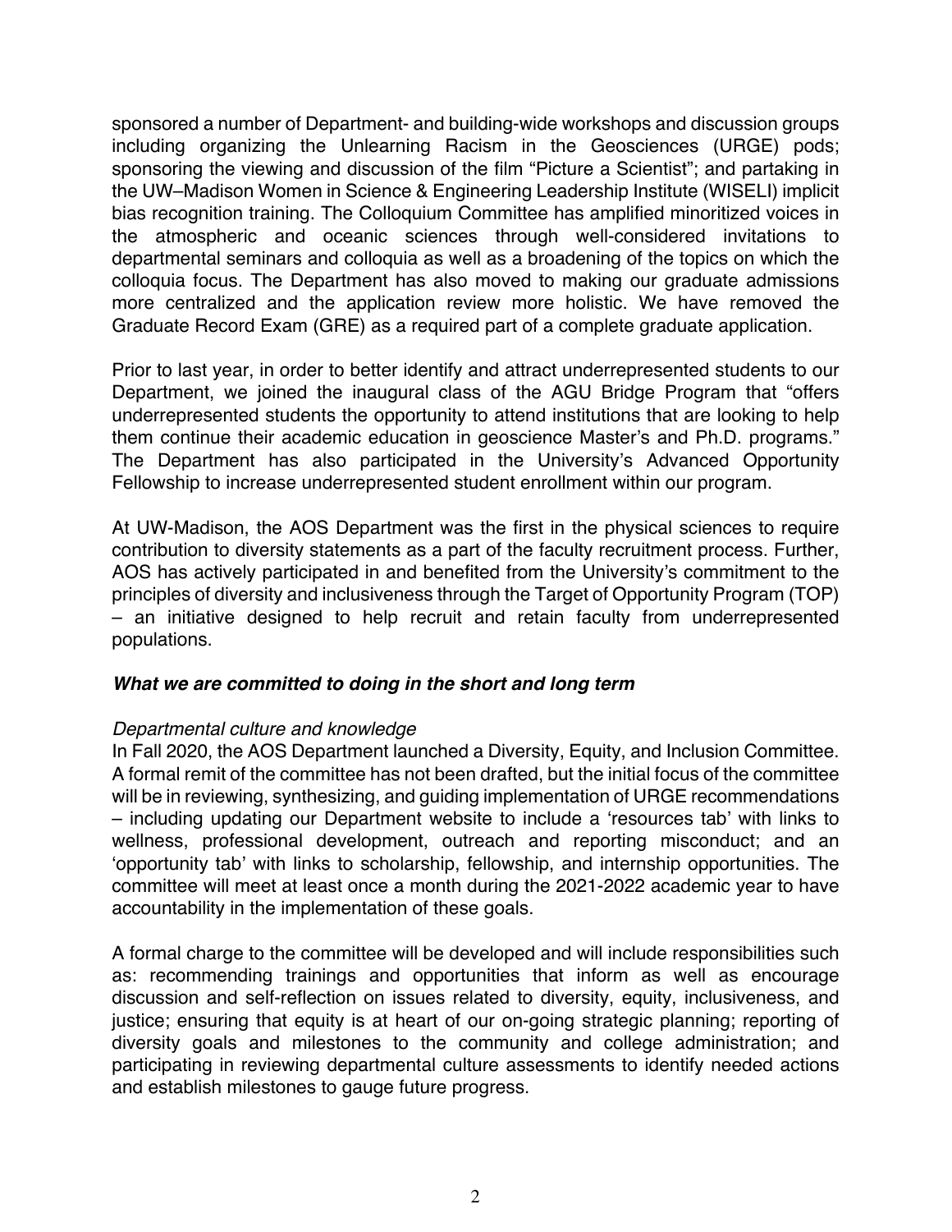sponsored a number of Department- and building-wide workshops and discussion groups including organizing the Unlearning Racism in the Geosciences (URGE) pods; sponsoring the viewing and discussion of the film "Picture a Scientist"; and partaking in the UW–Madison Women in Science & Engineering Leadership Institute (WISELI) implicit bias recognition training. The Colloquium Committee has amplified minoritized voices in the atmospheric and oceanic sciences through well-considered invitations to departmental seminars and colloquia as well as a broadening of the topics on which the colloquia focus. The Department has also moved to making our graduate admissions more centralized and the application review more holistic. We have removed the Graduate Record Exam (GRE) as a required part of a complete graduate application.

Prior to last year, in order to better identify and attract underrepresented students to our Department, we joined the inaugural class of the AGU Bridge Program that "offers underrepresented students the opportunity to attend institutions that are looking to help them continue their academic education in geoscience Master's and Ph.D. programs." The Department has also participated in the University's Advanced Opportunity Fellowship to increase underrepresented student enrollment within our program.

At UW-Madison, the AOS Department was the first in the physical sciences to require contribution to diversity statements as a part of the faculty recruitment process. Further, AOS has actively participated in and benefited from the University's commitment to the principles of diversity and inclusiveness through the Target of Opportunity Program (TOP) – an initiative designed to help recruit and retain faculty from underrepresented populations.

### ***What we are committed to doing in the short and long term***

*Departmental culture and knowledge*

In Fall 2020, the AOS Department launched a Diversity, Equity, and Inclusion Committee. A formal remit of the committee has not been drafted, but the initial focus of the committee will be in reviewing, synthesizing, and guiding implementation of URGE recommendations – including updating our Department website to include a 'resources tab' with links to wellness, professional development, outreach and reporting misconduct; and an 'opportunity tab' with links to scholarship, fellowship, and internship opportunities. The committee will meet at least once a month during the 2021-2022 academic year to have accountability in the implementation of these goals.

A formal charge to the committee will be developed and will include responsibilities such as: recommending trainings and opportunities that inform as well as encourage discussion and self-reflection on issues related to diversity, equity, inclusiveness, and justice; ensuring that equity is at heart of our on-going strategic planning; reporting of diversity goals and milestones to the community and college administration; and participating in reviewing departmental culture assessments to identify needed actions and establish milestones to gauge future progress.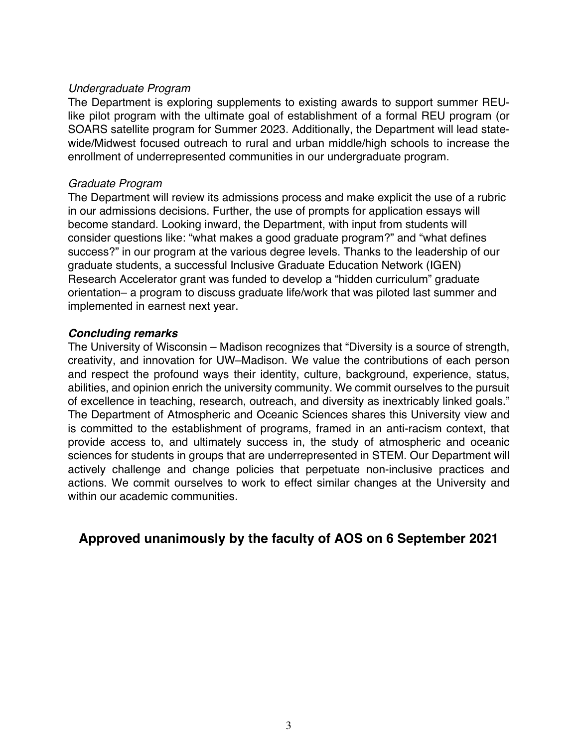*Undergraduate Program*

The Department is exploring supplements to existing awards to support summer REU-like pilot program with the ultimate goal of establishment of a formal REU program (or SOARS satellite program for Summer 2023. Additionally, the Department will lead state-wide/Midwest focused outreach to rural and urban middle/high schools to increase the enrollment of underrepresented communities in our undergraduate program.

*Graduate Program*

The Department will review its admissions process and make explicit the use of a rubric in our admissions decisions. Further, the use of prompts for application essays will become standard. Looking inward, the Department, with input from students will consider questions like: "what makes a good graduate program?" and "what defines success?" in our program at the various degree levels. Thanks to the leadership of our graduate students, a successful Inclusive Graduate Education Network (IGEN) Research Accelerator grant was funded to develop a "hidden curriculum" graduate orientation– a program to discuss graduate life/work that was piloted last summer and implemented in earnest next year.

***Concluding remarks***

The University of Wisconsin – Madison recognizes that "Diversity is a source of strength, creativity, and innovation for UW–Madison. We value the contributions of each person and respect the profound ways their identity, culture, background, experience, status, abilities, and opinion enrich the university community. We commit ourselves to the pursuit of excellence in teaching, research, outreach, and diversity as inextricably linked goals." The Department of Atmospheric and Oceanic Sciences shares this University view and is committed to the establishment of programs, framed in an anti-racism context, that provide access to, and ultimately success in, the study of atmospheric and oceanic sciences for students in groups that are underrepresented in STEM. Our Department will actively challenge and change policies that perpetuate non-inclusive practices and actions. We commit ourselves to work to effect similar changes at the University and within our academic communities.

## Approved unanimously by the faculty of AOS on 6 September 2021